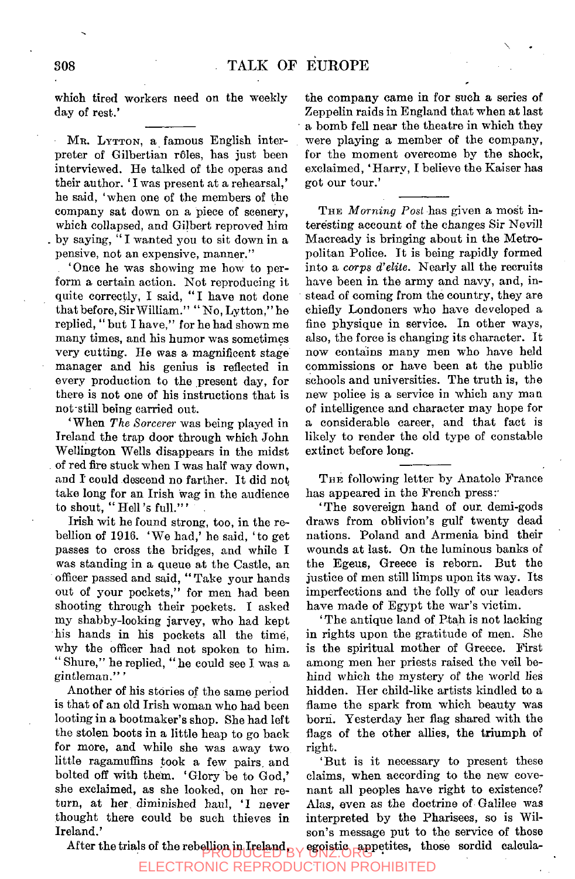which tired workers need on the weekly day of rest.'

---

Mr. Lytton, a famous English interpreter of Gilbertian rôles, has just been interviewed. He talked of the operas and their author. 'I was present at a rehearsal,' he said, 'when one of the members of the company sat down on a piece of scenery, which collapsed, and Gilbert reproved him by saying, "I wanted you to sit down in a pensive, not an expensive, manner."

'Once he was showing me how to perform a certain action. Not reproducing it quite correctly, I said, "I have not done that before, Sir William." "No, Lytton," he replied, "but I have," for he had shown me many times, and his humor was sometimes very cutting. He was a magnificent stage manager and his genius is reflected in every production to the present day, for there is not one of his instructions that is not still being carried out.

'When *The Sorcerer* was being played in Ireland the trap door through which John Wellington Wells disappears in the midst of red fire stuck when I was half way down, and I could descend no farther. It did not take long for an Irish wag in the audience to shout, "Hell's full."'

Irish wit he found strong, too, in the rebellion of 1916. 'We had,' he said, 'to get passes to cross the bridges, and while I was standing in a queue at the Castle, an officer passed and said, "Take your hands out of your pockets," for men had been shooting through their pockets. I asked my shabby-looking jarvey, who had kept his hands in his pockets all the time, why the officer had not spoken to him. "Shure," he replied, "he could see I was a gintleman."'

Another of his stories of the same period is that of an old Irish woman who had been looting in a bootmaker's shop. She had left the stolen boots in a little heap to go back for more, and while she was away two little ragamuffins took a few pairs and bolted off with them. 'Glory be to God,' she exclaimed, as she looked, on her return, at her diminished haul, 'I never thought there could be such thieves in Ireland.'

After the trials of the rebellion in Ireland the company came in for such a series of Zeppelin raids in England that when at last a bomb fell near the theatre in which they were playing a member of the company, for the moment overcome by the shock, exclaimed, 'Harry, I believe the Kaiser has got our tour.'

---

The *Morning Post* has given a most interesting account of the changes Sir Nevill Macready is bringing about in the Metropolitan Police. It is being rapidly formed into a *corps d'elite*. Nearly all the recruits have been in the army and navy, and, instead of coming from the country, they are chiefly Londoners who have developed a fine physique in service. In other ways, also, the force is changing its character. It now contains many men who have held commissions or have been at the public schools and universities. The truth is, the new police is a service in which any man of intelligence and character may hope for a considerable career, and that fact is likely to render the old type of constable extinct before long.

---

The following letter by Anatole France has appeared in the French press:

'The sovereign hand of our demi-gods draws from oblivion's gulf twenty dead nations. Poland and Armenia bind their wounds at last. On the luminous banks of the Egeus, Greece is reborn. But the justice of men still limps upon its way. Its imperfections and the folly of our leaders have made of Egypt the war's victim.

'The antique land of Ptah is not lacking in rights upon the gratitude of men. She is the spiritual mother of Greece. First among men her priests raised the veil behind which the mystery of the world lies hidden. Her child-like artists kindled to a flame the spark from which beauty was born. Yesterday her flag shared with the flags of the other allies, the triumph of right.

'But is it necessary to present these claims, when according to the new covenant all peoples have right to existence? Alas, even as the doctrine of Galilee was interpreted by the Pharisees, so is Wilson's message put to the service of those egoistic appetites, those sordid calcula-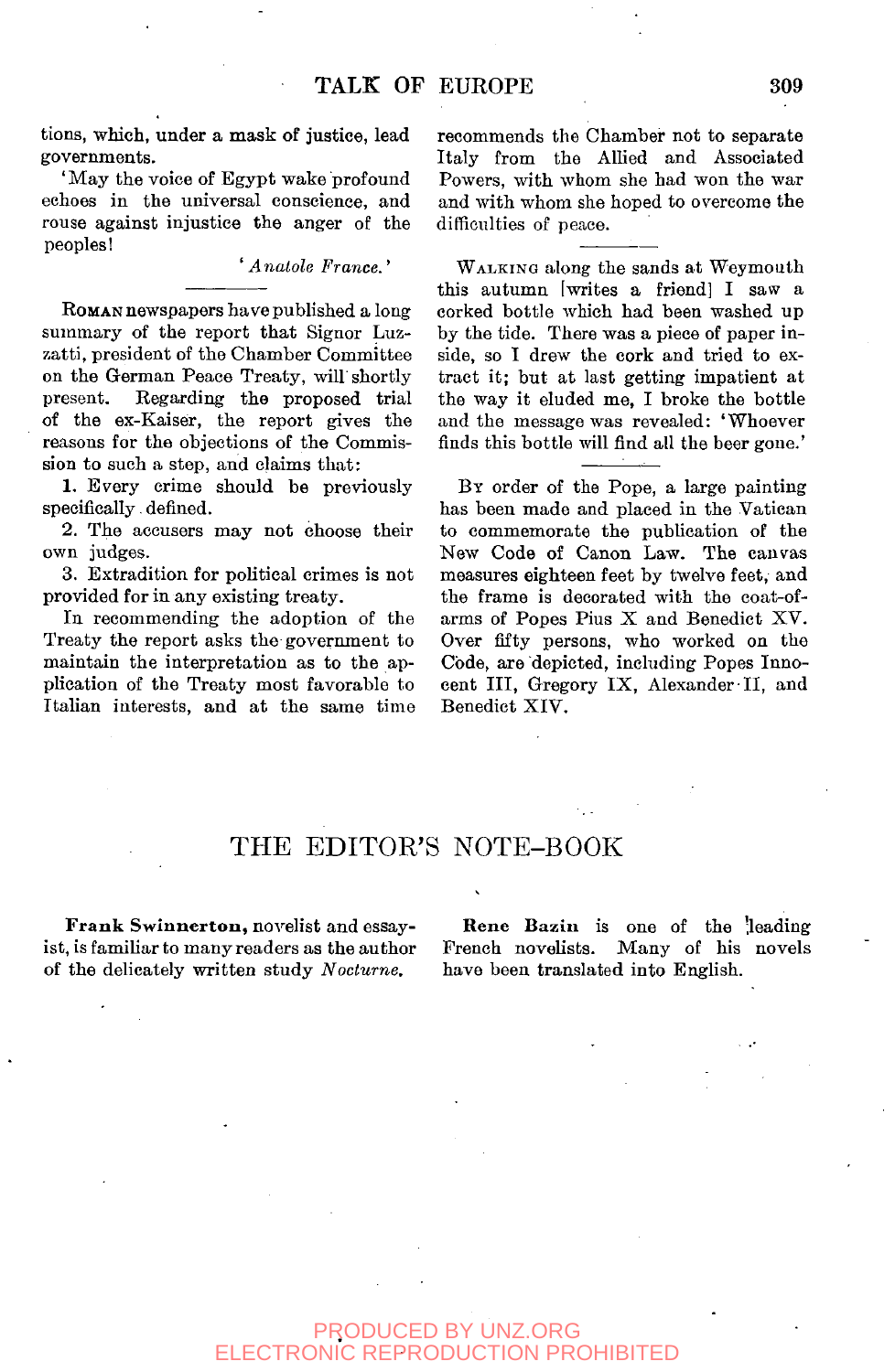tions, which, under a mask of justice, lead governments.

'May the voice of Egypt wake profound echoes in the universal conscience, and rouse against injustice the anger of the peoples!

'*Anatole France.*'

---

ROMAN newspapers have published a long summary of the report that Signor Luzzatti, president of the Chamber Committee on the German Peace Treaty, will shortly present. Regarding the proposed trial of the ex-Kaiser, the report gives the reasons for the objections of the Commission to such a step, and claims that:

1. Every crime should be previously specifically defined.
2. The accusers may not choose their own judges.
3. Extradition for political crimes is not provided for in any existing treaty.

In recommending the adoption of the Treaty the report asks the government to maintain the interpretation as to the application of the Treaty most favorable to Italian interests, and at the same time recommends the Chamber not to separate Italy from the Allied and Associated Powers, with whom she had won the war and with whom she hoped to overcome the difficulties of peace.

---

WALKING along the sands at Weymouth this autumn [writes a friend] I saw a corked bottle which had been washed up by the tide. There was a piece of paper inside, so I drew the cork and tried to extract it; but at last getting impatient at the way it eluded me, I broke the bottle and the message was revealed: 'Whoever finds this bottle will find all the beer gone.'

---

BY order of the Pope, a large painting has been made and placed in the Vatican to commemorate the publication of the New Code of Canon Law. The canvas measures eighteen feet by twelve feet, and the frame is decorated with the coat-of-arms of Popes Pius X and Benedict XV. Over fifty persons, who worked on the Code, are depicted, including Popes Innocent III, Gregory IX, Alexander II, and Benedict XIV.

## THE EDITOR'S NOTE-BOOK

**Frank Swinnerton,** novelist and essayist, is familiar to many readers as the author of the delicately written study *Nocturne.*

**Rene Bazin** is one of the leading French novelists. Many of his novels have been translated into English.